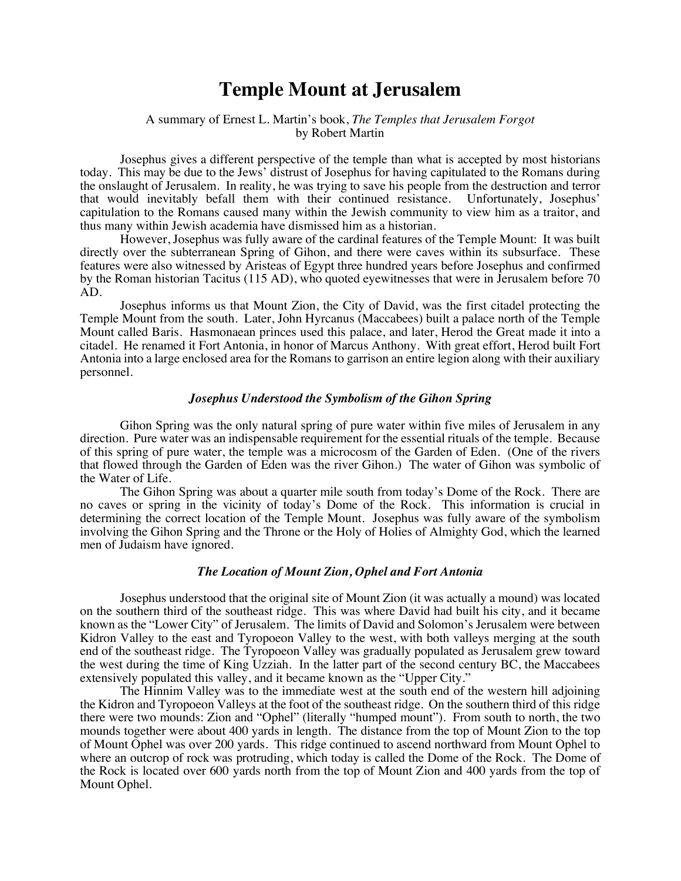# Temple Mount at Jerusalem

A summary of Ernest L. Martin's book, *The Temples that Jerusalem Forgot*
by Robert Martin

Josephus gives a different perspective of the temple than what is accepted by most historians today. This may be due to the Jews' distrust of Josephus for having capitulated to the Romans during the onslaught of Jerusalem. In reality, he was trying to save his people from the destruction and terror that would inevitably befall them with their continued resistance. Unfortunately, Josephus' capitulation to the Romans caused many within the Jewish community to view him as a traitor, and thus many within Jewish academia have dismissed him as a historian.

However, Josephus was fully aware of the cardinal features of the Temple Mount: It was built directly over the subterranean Spring of Gihon, and there were caves within its subsurface. These features were also witnessed by Aristeas of Egypt three hundred years before Josephus and confirmed by the Roman historian Tacitus (115 AD), who quoted eyewitnesses that were in Jerusalem before 70 AD.

Josephus informs us that Mount Zion, the City of David, was the first citadel protecting the Temple Mount from the south. Later, John Hyrcanus (Maccabees) built a palace north of the Temple Mount called Baris. Hasmonaean princes used this palace, and later, Herod the Great made it into a citadel. He renamed it Fort Antonia, in honor of Marcus Anthony. With great effort, Herod built Fort Antonia into a large enclosed area for the Romans to garrison an entire legion along with their auxiliary personnel.

### *Josephus Understood the Symbolism of the Gihon Spring*

Gihon Spring was the only natural spring of pure water within five miles of Jerusalem in any direction. Pure water was an indispensable requirement for the essential rituals of the temple. Because of this spring of pure water, the temple was a microcosm of the Garden of Eden. (One of the rivers that flowed through the Garden of Eden was the river Gihon.) The water of Gihon was symbolic of the Water of Life.

The Gihon Spring was about a quarter mile south from today's Dome of the Rock. There are no caves or spring in the vicinity of today's Dome of the Rock. This information is crucial in determining the correct location of the Temple Mount. Josephus was fully aware of the symbolism involving the Gihon Spring and the Throne or the Holy of Holies of Almighty God, which the learned men of Judaism have ignored.

### *The Location of Mount Zion, Ophel and Fort Antonia*

Josephus understood that the original site of Mount Zion (it was actually a mound) was located on the southern third of the southeast ridge. This was where David had built his city, and it became known as the "Lower City" of Jerusalem. The limits of David and Solomon's Jerusalem were between Kidron Valley to the east and Tyropoeon Valley to the west, with both valleys merging at the south end of the southeast ridge. The Tyropoeon Valley was gradually populated as Jerusalem grew toward the west during the time of King Uzziah. In the latter part of the second century BC, the Maccabees extensively populated this valley, and it became known as the "Upper City."

The Hinnim Valley was to the immediate west at the south end of the western hill adjoining the Kidron and Tyropoeon Valleys at the foot of the southeast ridge. On the southern third of this ridge there were two mounds: Zion and "Ophel" (literally "humped mount"). From south to north, the two mounds together were about 400 yards in length. The distance from the top of Mount Zion to the top of Mount Ophel was over 200 yards. This ridge continued to ascend northward from Mount Ophel to where an outcrop of rock was protruding, which today is called the Dome of the Rock. The Dome of the Rock is located over 600 yards north from the top of Mount Zion and 400 yards from the top of Mount Ophel.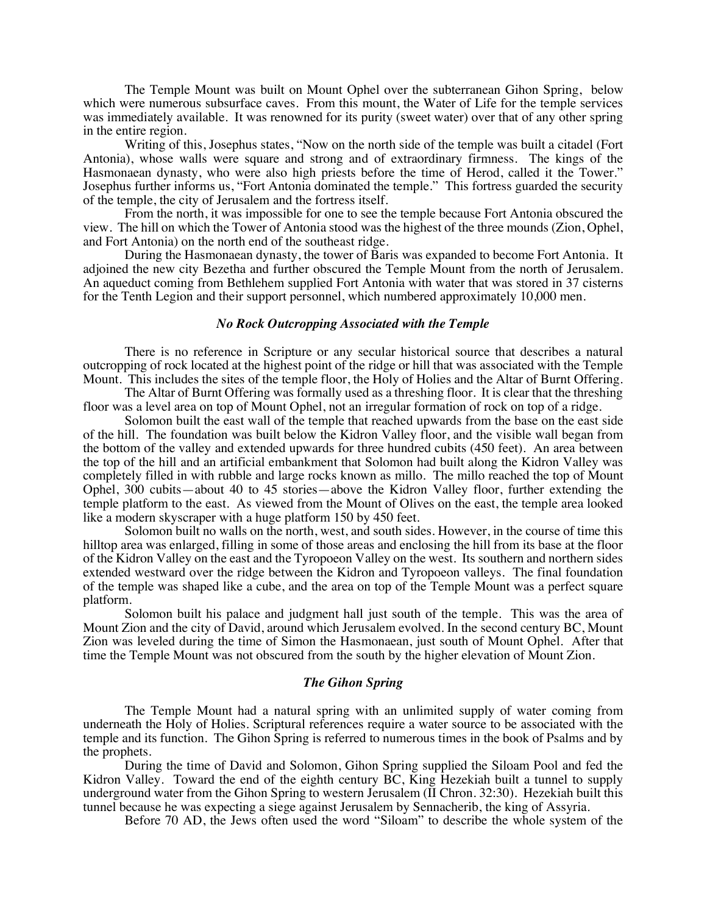The Temple Mount was built on Mount Ophel over the subterranean Gihon Spring, below which were numerous subsurface caves. From this mount, the Water of Life for the temple services was immediately available. It was renowned for its purity (sweet water) over that of any other spring in the entire region.

Writing of this, Josephus states, "Now on the north side of the temple was built a citadel (Fort Antonia), whose walls were square and strong and of extraordinary firmness. The kings of the Hasmonaean dynasty, who were also high priests before the time of Herod, called it the Tower." Josephus further informs us, "Fort Antonia dominated the temple." This fortress guarded the security of the temple, the city of Jerusalem and the fortress itself.

From the north, it was impossible for one to see the temple because Fort Antonia obscured the view. The hill on which the Tower of Antonia stood was the highest of the three mounds (Zion, Ophel, and Fort Antonia) on the north end of the southeast ridge.

During the Hasmonaean dynasty, the tower of Baris was expanded to become Fort Antonia. It adjoined the new city Bezetha and further obscured the Temple Mount from the north of Jerusalem. An aqueduct coming from Bethlehem supplied Fort Antonia with water that was stored in 37 cisterns for the Tenth Legion and their support personnel, which numbered approximately 10,000 men.

### *No Rock Outcropping Associated with the Temple*

There is no reference in Scripture or any secular historical source that describes a natural outcropping of rock located at the highest point of the ridge or hill that was associated with the Temple Mount. This includes the sites of the temple floor, the Holy of Holies and the Altar of Burnt Offering.

The Altar of Burnt Offering was formally used as a threshing floor. It is clear that the threshing floor was a level area on top of Mount Ophel, not an irregular formation of rock on top of a ridge.

Solomon built the east wall of the temple that reached upwards from the base on the east side of the hill. The foundation was built below the Kidron Valley floor, and the visible wall began from the bottom of the valley and extended upwards for three hundred cubits (450 feet). An area between the top of the hill and an artificial embankment that Solomon had built along the Kidron Valley was completely filled in with rubble and large rocks known as millo. The millo reached the top of Mount Ophel, 300 cubits—about 40 to 45 stories—above the Kidron Valley floor, further extending the temple platform to the east. As viewed from the Mount of Olives on the east, the temple area looked like a modern skyscraper with a huge platform 150 by 450 feet.

Solomon built no walls on the north, west, and south sides. However, in the course of time this hilltop area was enlarged, filling in some of those areas and enclosing the hill from its base at the floor of the Kidron Valley on the east and the Tyropoeon Valley on the west. Its southern and northern sides extended westward over the ridge between the Kidron and Tyropoeon valleys. The final foundation of the temple was shaped like a cube, and the area on top of the Temple Mount was a perfect square platform.

Solomon built his palace and judgment hall just south of the temple. This was the area of Mount Zion and the city of David, around which Jerusalem evolved. In the second century BC, Mount Zion was leveled during the time of Simon the Hasmonaean, just south of Mount Ophel. After that time the Temple Mount was not obscured from the south by the higher elevation of Mount Zion.

### *The Gihon Spring*

The Temple Mount had a natural spring with an unlimited supply of water coming from underneath the Holy of Holies. Scriptural references require a water source to be associated with the temple and its function. The Gihon Spring is referred to numerous times in the book of Psalms and by the prophets.

During the time of David and Solomon, Gihon Spring supplied the Siloam Pool and fed the Kidron Valley. Toward the end of the eighth century BC, King Hezekiah built a tunnel to supply underground water from the Gihon Spring to western Jerusalem (II Chron. 32:30). Hezekiah built this tunnel because he was expecting a siege against Jerusalem by Sennacherib, the king of Assyria.

Before 70 AD, the Jews often used the word "Siloam" to describe the whole system of the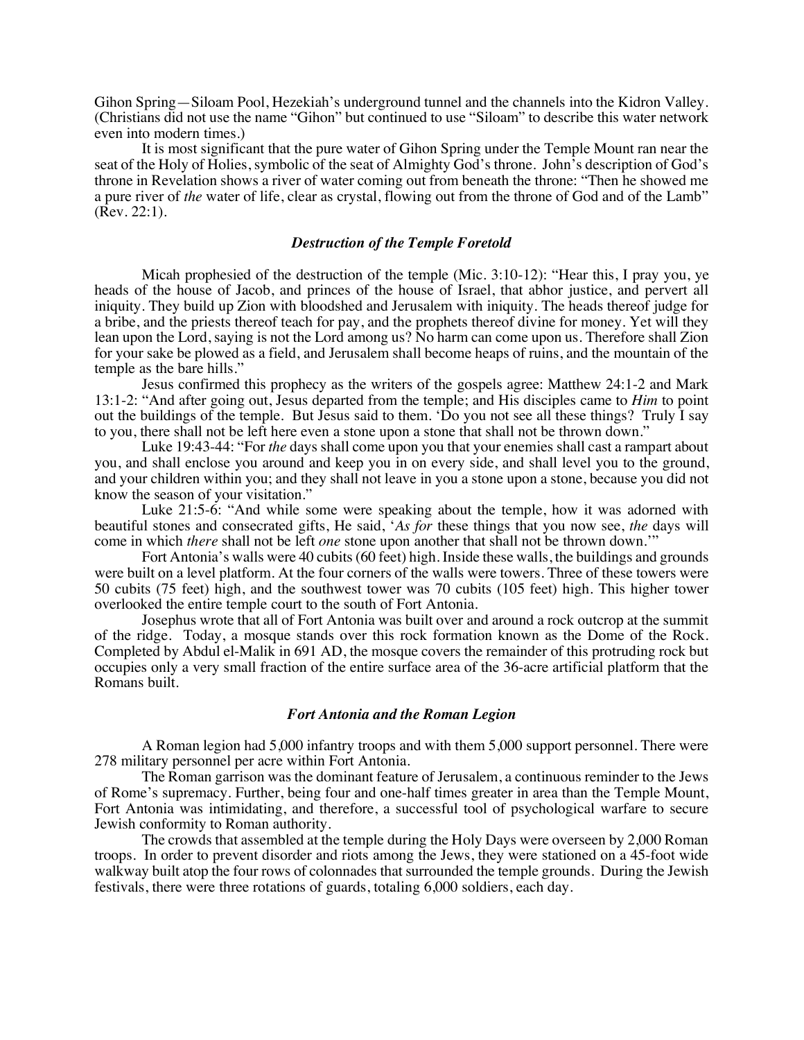Gihon Spring—Siloam Pool, Hezekiah's underground tunnel and the channels into the Kidron Valley. (Christians did not use the name "Gihon" but continued to use "Siloam" to describe this water network even into modern times.)

It is most significant that the pure water of Gihon Spring under the Temple Mount ran near the seat of the Holy of Holies, symbolic of the seat of Almighty God's throne. John's description of God's throne in Revelation shows a river of water coming out from beneath the throne: "Then he showed me a pure river of *the* water of life, clear as crystal, flowing out from the throne of God and of the Lamb" (Rev. 22:1).

### *Destruction of the Temple Foretold*

Micah prophesied of the destruction of the temple (Mic. 3:10-12): "Hear this, I pray you, ye heads of the house of Jacob, and princes of the house of Israel, that abhor justice, and pervert all iniquity. They build up Zion with bloodshed and Jerusalem with iniquity. The heads thereof judge for a bribe, and the priests thereof teach for pay, and the prophets thereof divine for money. Yet will they lean upon the Lord, saying is not the Lord among us? No harm can come upon us. Therefore shall Zion for your sake be plowed as a field, and Jerusalem shall become heaps of ruins, and the mountain of the temple as the bare hills."

Jesus confirmed this prophecy as the writers of the gospels agree: Matthew 24:1-2 and Mark 13:1-2: "And after going out, Jesus departed from the temple; and His disciples came to *Him* to point out the buildings of the temple. But Jesus said to them. 'Do you not see all these things? Truly I say to you, there shall not be left here even a stone upon a stone that shall not be thrown down."

Luke 19:43-44: "For *the* days shall come upon you that your enemies shall cast a rampart about you, and shall enclose you around and keep you in on every side, and shall level you to the ground, and your children within you; and they shall not leave in you a stone upon a stone, because you did not know the season of your visitation."

Luke 21:5-6: "And while some were speaking about the temple, how it was adorned with beautiful stones and consecrated gifts, He said, '*As for* these things that you now see, *the* days will come in which *there* shall not be left *one* stone upon another that shall not be thrown down.'"

Fort Antonia's walls were 40 cubits (60 feet) high. Inside these walls, the buildings and grounds were built on a level platform. At the four corners of the walls were towers. Three of these towers were 50 cubits (75 feet) high, and the southwest tower was 70 cubits (105 feet) high. This higher tower overlooked the entire temple court to the south of Fort Antonia.

Josephus wrote that all of Fort Antonia was built over and around a rock outcrop at the summit of the ridge. Today, a mosque stands over this rock formation known as the Dome of the Rock. Completed by Abdul el-Malik in 691 AD, the mosque covers the remainder of this protruding rock but occupies only a very small fraction of the entire surface area of the 36-acre artificial platform that the Romans built.

### *Fort Antonia and the Roman Legion*

A Roman legion had 5,000 infantry troops and with them 5,000 support personnel. There were 278 military personnel per acre within Fort Antonia.

The Roman garrison was the dominant feature of Jerusalem, a continuous reminder to the Jews of Rome's supremacy. Further, being four and one-half times greater in area than the Temple Mount, Fort Antonia was intimidating, and therefore, a successful tool of psychological warfare to secure Jewish conformity to Roman authority.

The crowds that assembled at the temple during the Holy Days were overseen by 2,000 Roman troops. In order to prevent disorder and riots among the Jews, they were stationed on a 45-foot wide walkway built atop the four rows of colonnades that surrounded the temple grounds. During the Jewish festivals, there were three rotations of guards, totaling 6,000 soldiers, each day.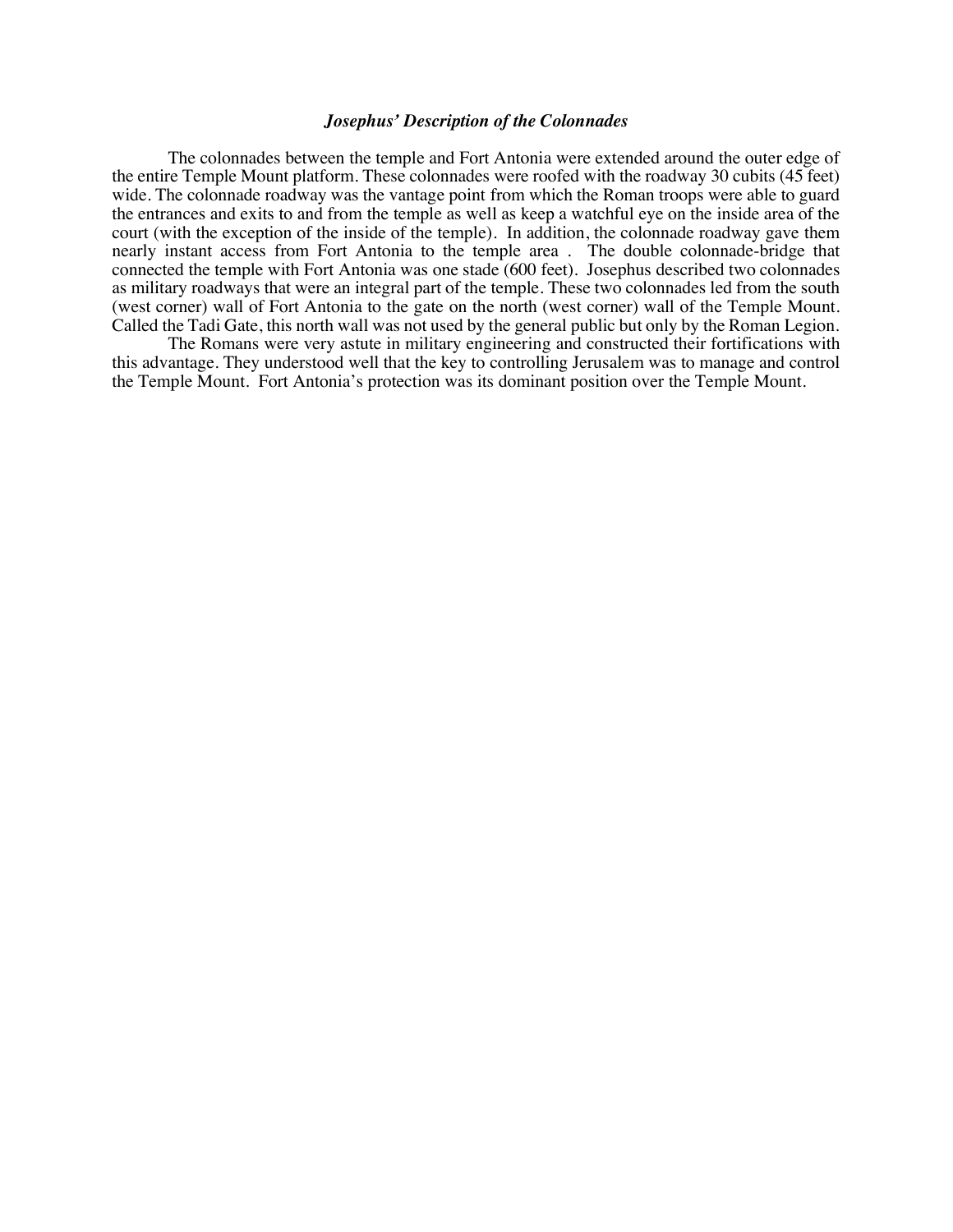### *Josephus' Description of the Colonnades*

The colonnades between the temple and Fort Antonia were extended around the outer edge of the entire Temple Mount platform. These colonnades were roofed with the roadway 30 cubits (45 feet) wide. The colonnade roadway was the vantage point from which the Roman troops were able to guard the entrances and exits to and from the temple as well as keep a watchful eye on the inside area of the court (with the exception of the inside of the temple). In addition, the colonnade roadway gave them nearly instant access from Fort Antonia to the temple area . The double colonnade-bridge that connected the temple with Fort Antonia was one stade (600 feet). Josephus described two colonnades as military roadways that were an integral part of the temple. These two colonnades led from the south (west corner) wall of Fort Antonia to the gate on the north (west corner) wall of the Temple Mount. Called the Tadi Gate, this north wall was not used by the general public but only by the Roman Legion.

The Romans were very astute in military engineering and constructed their fortifications with this advantage. They understood well that the key to controlling Jerusalem was to manage and control the Temple Mount. Fort Antonia's protection was its dominant position over the Temple Mount.